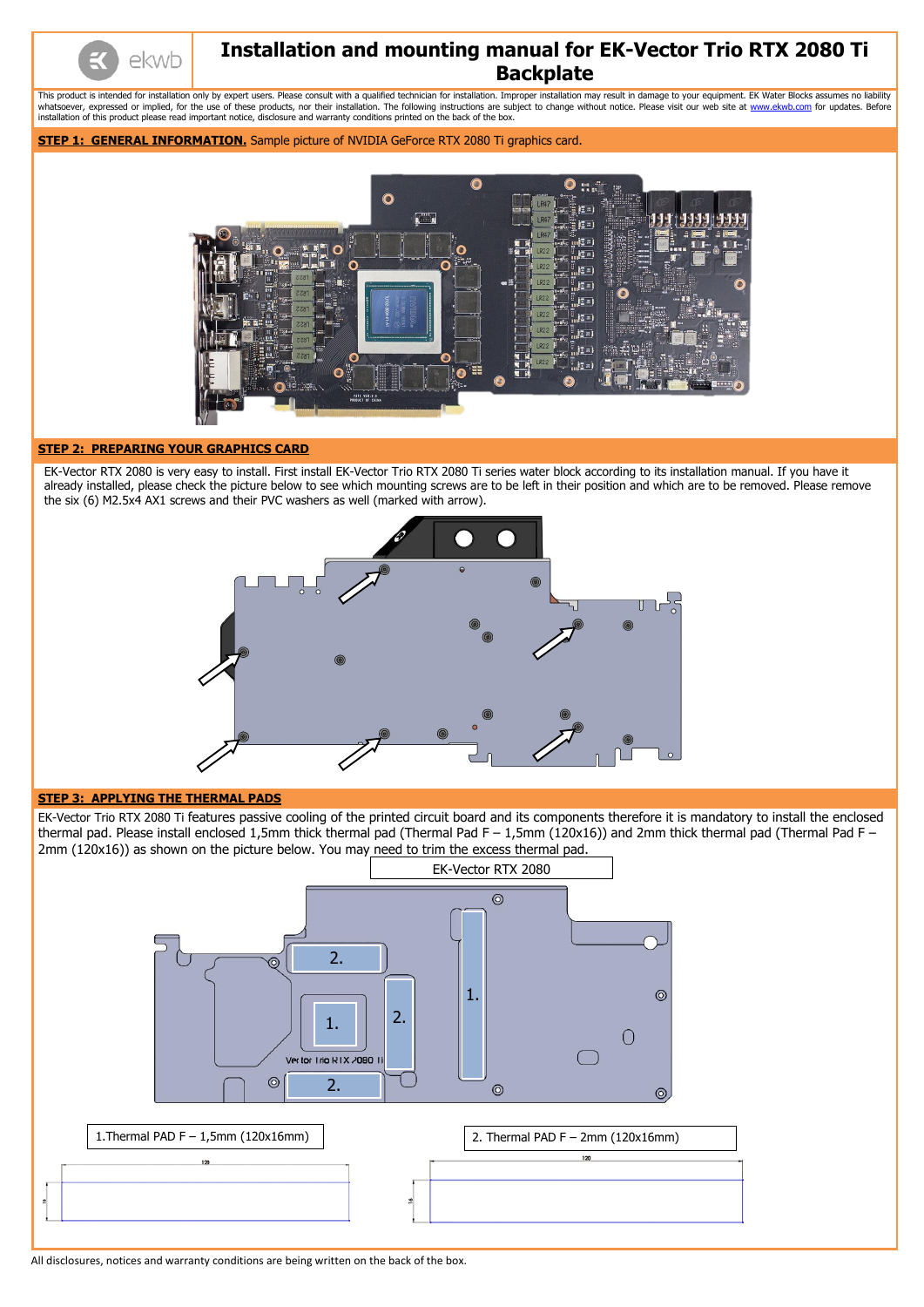# Installation and mounting manual for EK-Vector Trio RTX 2080 Ti Backplate

This product is intended for installation only by expert users. Please consult with a qualified technician for installation. Improper installation may result in damage to your equipment. EK Water Blocks assumes no liability whatsoever, expressed or implied, for the use of these products, nor their installation. The following instructions are subject to change without notice. Please visit our web site at www.ekwb.com for updates. Before installation of this product please read important notice, disclosure and warranty conditions printed on the back of the box.

**STEP 1: GENERAL INFORMATION.** Sample picture of NVIDIA GeForce RTX 2080 Ti graphics card.

**STEP 2: PREPARING YOUR GRAPHICS CARD**

EK-Vector RTX 2080 is very easy to install. First install EK-Vector Trio RTX 2080 Ti series water block according to its installation manual. If you have it already installed, please check the picture below to see which mounting screws are to be left in their position and which are to be removed. Please remove the six (6) M2.5x4 AX1 screws and their PVC washers as well (marked with arrow).

**STEP 3: APPLYING THE THERMAL PADS**

EK-Vector Trio RTX 2080 Ti features passive cooling of the printed circuit board and its components therefore it is mandatory to install the enclosed thermal pad. Please install enclosed 1,5mm thick thermal pad (Thermal Pad F – 1,5mm (120x16)) and 2mm thick thermal pad (Thermal Pad F – 2mm (120x16mm)) as shown on the picture below. You may need to trim the excess thermal pad.

EK-Vector RTX 2080

1.Thermal PAD F – 1,5mm (120x16mm)

2. Thermal PAD F – 2mm (120x16mm)

All disclosures, notices and warranty conditions are being written on the back of the box.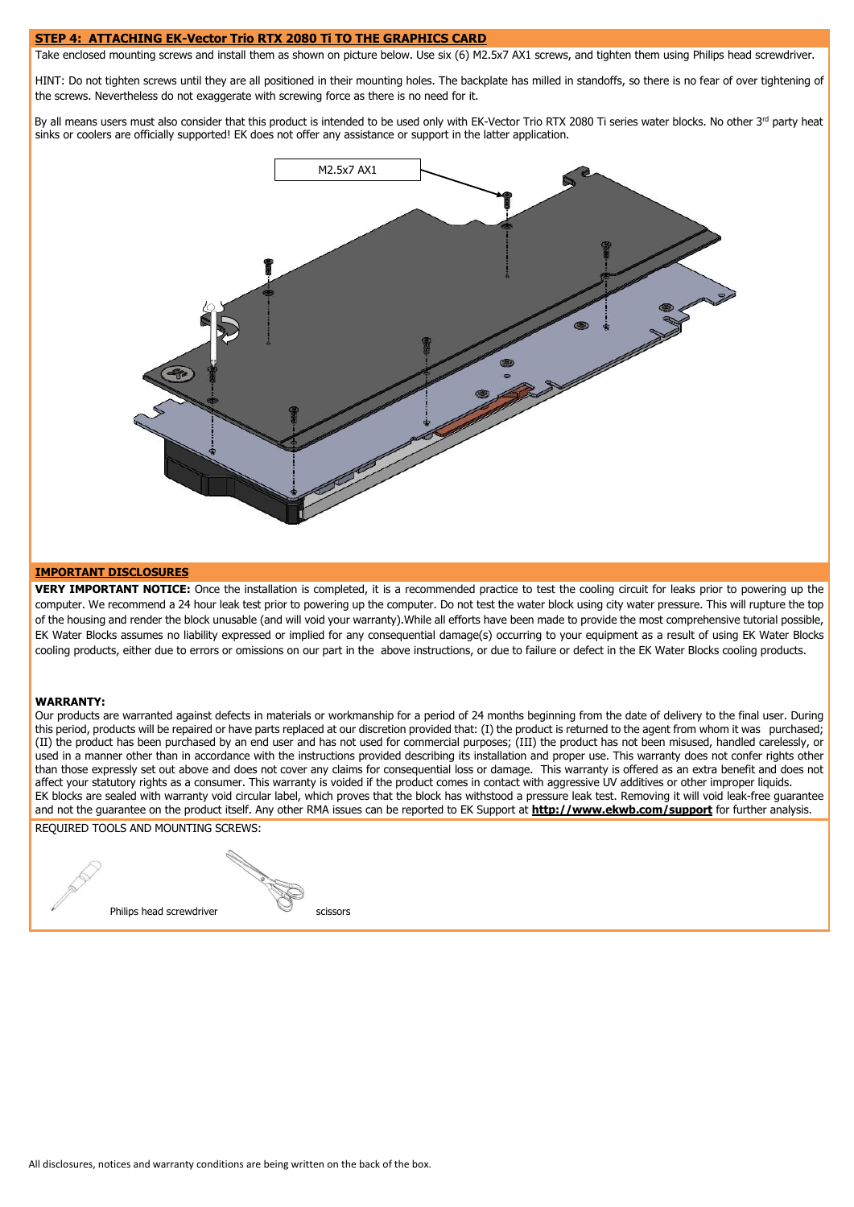## STEP 4: ATTACHING EK-Vector Trio RTX 2080 Ti TO THE GRAPHICS CARD

Take enclosed mounting screws and install them as shown on picture below. Use six (6) M2.5x7 AX1 screws, and tighten them using Philips head screwdriver.

HINT: Do not tighten screws until they are all positioned in their mounting holes. The backplate has milled in standoffs, so there is no fear of over tightening of the screws. Nevertheless do not exaggerate with screwing force as there is no need for it.

By all means users must also consider that this product is intended to be used only with EK-Vector Trio RTX 2080 Ti series water blocks. No other 3rd party heat sinks or coolers are officially supported! EK does not offer any assistance or support in the latter application.

M2.5x7 AX1

## IMPORTANT DISCLOSURES

**VERY IMPORTANT NOTICE:** Once the installation is completed, it is a recommended practice to test the cooling circuit for leaks prior to powering up the computer. We recommend a 24 hour leak test prior to powering up the computer. Do not test the water block using city water pressure. This will rupture the top of the housing and render the block unusable (and will void your warranty).While all efforts have been made to provide the most comprehensive tutorial possible, EK Water Blocks assumes no liability expressed or implied for any consequential damage(s) occurring to your equipment as a result of using EK Water Blocks cooling products, either due to errors or omissions on our part in the above instructions, or due to failure or defect in the EK Water Blocks cooling products.

**WARRANTY:**

Our products are warranted against defects in materials or workmanship for a period of 24 months beginning from the date of delivery to the final user. During this period, products will be repaired or have parts replaced at our discretion provided that: (I) the product is returned to the agent from whom it was purchased; (II) the product has been purchased by an end user and has not used for commercial purposes; (III) the product has not been misused, handled carelessly, or used in a manner other than in accordance with the instructions provided describing its installation and proper use. This warranty does not confer rights other than those expressly set out above and does not cover any claims for consequential loss or damage. This warranty is offered as an extra benefit and does not affect your statutory rights as a consumer. This warranty is voided if the product comes in contact with aggressive UV additives or other improper liquids.
EK blocks are sealed with warranty void circular label, which proves that the block has withstood a pressure leak test. Removing it will void leak-free guarantee and not the guarantee on the product itself. Any other RMA issues can be reported to EK Support at **http://www.ekwb.com/support** for further analysis.

REQUIRED TOOLS AND MOUNTING SCREWS:

Philips head screwdriver

scissors

All disclosures, notices and warranty conditions are being written on the back of the box.